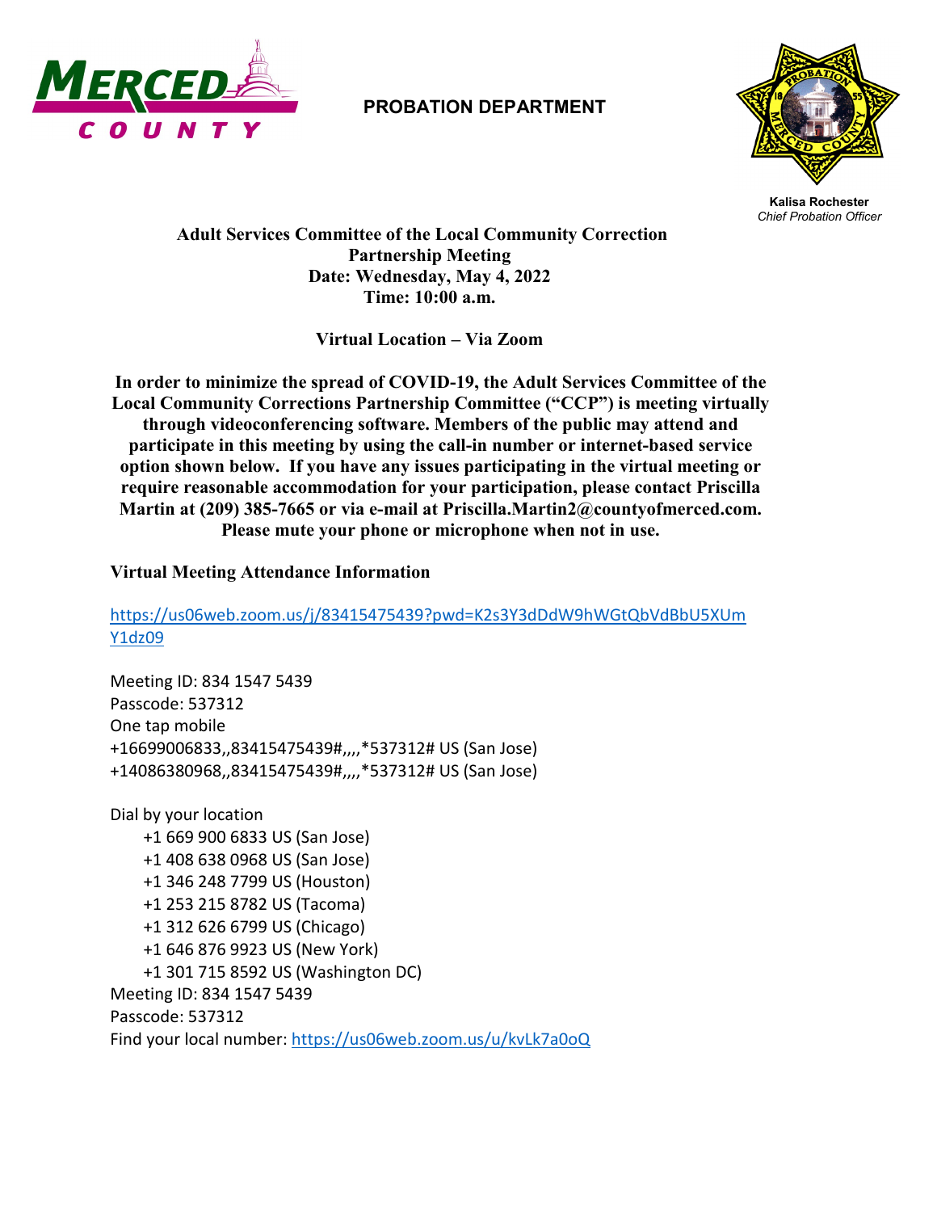# PROBATION DEPARTMENT

**Kalisa Rochester**
*Chief Probation Officer*

**Adult Services Committee of the Local Community Correction Partnership Meeting**
**Date: Wednesday, May 4, 2022**
**Time: 10:00 a.m.**

**Virtual Location – Via Zoom**

**In order to minimize the spread of COVID-19, the Adult Services Committee of the Local Community Corrections Partnership Committee ("CCP") is meeting virtually through videoconferencing software. Members of the public may attend and participate in this meeting by using the call-in number or internet-based service option shown below. If you have any issues participating in the virtual meeting or require reasonable accommodation for your participation, please contact Priscilla Martin at (209) 385-7665 or via e-mail at Priscilla.Martin2@countyofmerced.com. Please mute your phone or microphone when not in use.**

**Virtual Meeting Attendance Information**

https://us06web.zoom.us/j/83415475439?pwd=K2s3Y3dDdW9hWGtQbVdBbU5XUmY1dz09

Meeting ID: 834 1547 5439
Passcode: 537312
One tap mobile
+16699006833,,83415475439#,,,,*537312# US (San Jose)
+14086380968,,83415475439#,,,,*537312# US (San Jose)

Dial by your location
- +1 669 900 6833 US (San Jose)
- +1 408 638 0968 US (San Jose)
- +1 346 248 7799 US (Houston)
- +1 253 215 8782 US (Tacoma)
- +1 312 626 6799 US (Chicago)
- +1 646 876 9923 US (New York)
- +1 301 715 8592 US (Washington DC)

Meeting ID: 834 1547 5439
Passcode: 537312
Find your local number: https://us06web.zoom.us/u/kvLk7a0oQ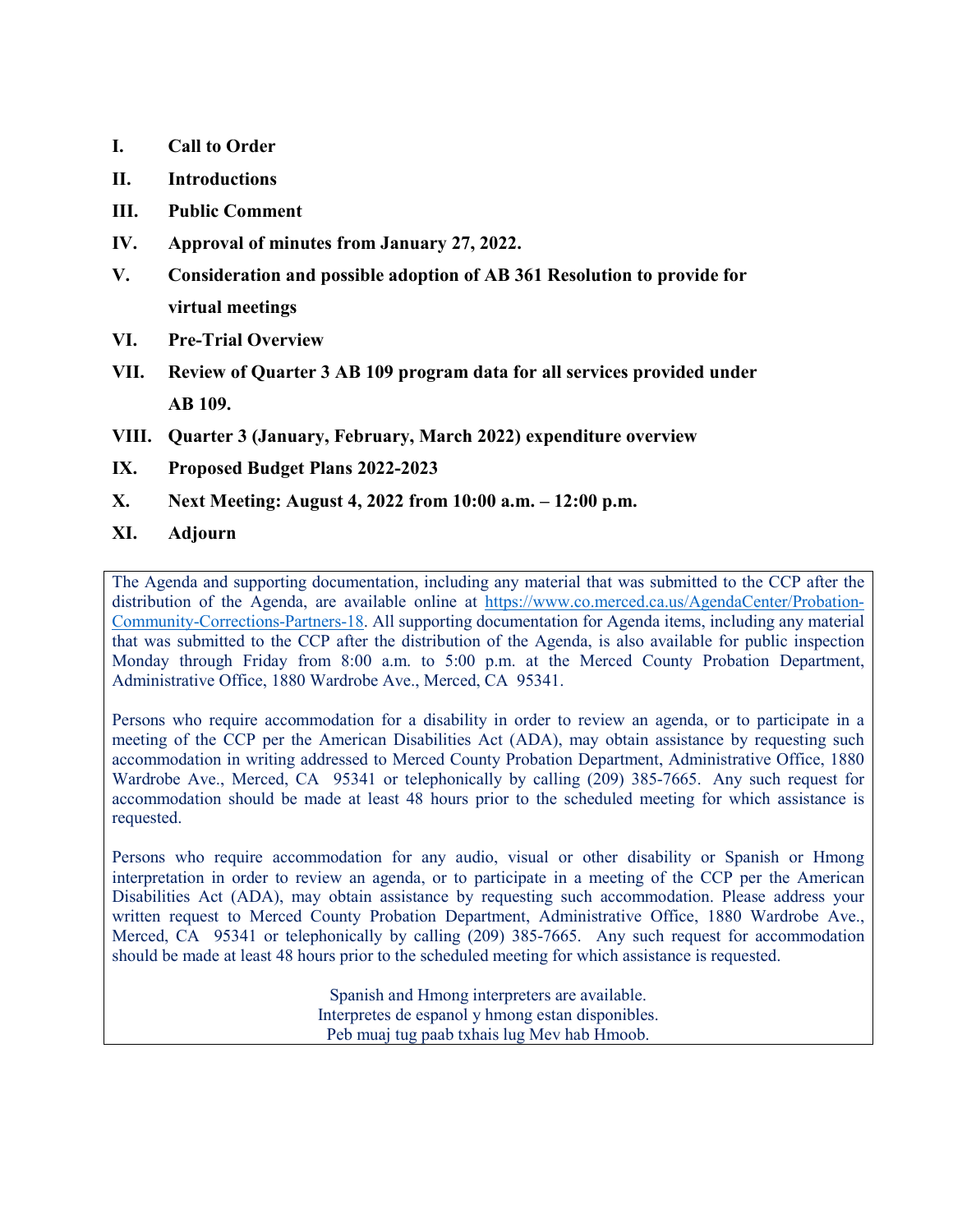- **I. Call to Order**
- **II. Introductions**
- **III. Public Comment**
- **IV. Approval of minutes from January 27, 2022.**
- **V. Consideration and possible adoption of AB 361 Resolution to provide for virtual meetings**
- **VI. Pre-Trial Overview**
- **VII. Review of Quarter 3 AB 109 program data for all services provided under AB 109.**
- **VIII. Quarter 3 (January, February, March 2022) expenditure overview**
- **IX. Proposed Budget Plans 2022-2023**
- **X. Next Meeting: August 4, 2022 from 10:00 a.m. – 12:00 p.m.**
- **XI. Adjourn**

The Agenda and supporting documentation, including any material that was submitted to the CCP after the distribution of the Agenda, are available online at [https://www.co.merced.ca.us/AgendaCenter/Probation-Community-Corrections-Partners-18](https://www.co.merced.ca.us/AgendaCenter/Probation-Community-Corrections-Partners-18). All supporting documentation for Agenda items, including any material that was submitted to the CCP after the distribution of the Agenda, is also available for public inspection Monday through Friday from 8:00 a.m. to 5:00 p.m. at the Merced County Probation Department, Administrative Office, 1880 Wardrobe Ave., Merced, CA 95341.

Persons who require accommodation for a disability in order to review an agenda, or to participate in a meeting of the CCP per the American Disabilities Act (ADA), may obtain assistance by requesting such accommodation in writing addressed to Merced County Probation Department, Administrative Office, 1880 Wardrobe Ave., Merced, CA 95341 or telephonically by calling (209) 385-7665. Any such request for accommodation should be made at least 48 hours prior to the scheduled meeting for which assistance is requested.

Persons who require accommodation for any audio, visual or other disability or Spanish or Hmong interpretation in order to review an agenda, or to participate in a meeting of the CCP per the American Disabilities Act (ADA), may obtain assistance by requesting such accommodation. Please address your written request to Merced County Probation Department, Administrative Office, 1880 Wardrobe Ave., Merced, CA 95341 or telephonically by calling (209) 385-7665. Any such request for accommodation should be made at least 48 hours prior to the scheduled meeting for which assistance is requested.

Spanish and Hmong interpreters are available.
Interpretes de espanol y hmong estan disponibles.
Peb muaj tug paab txhais lug Mev hab Hmoob.